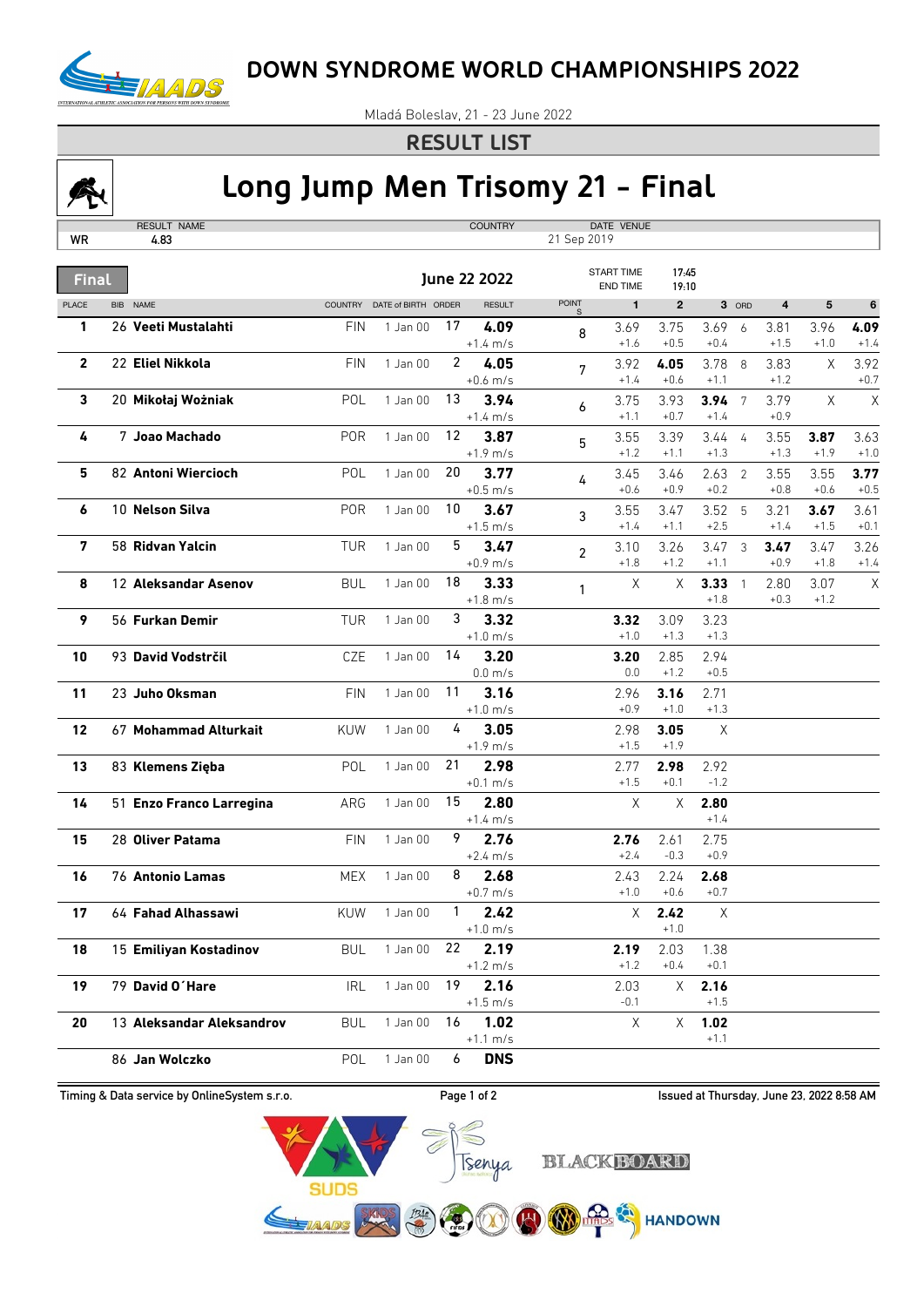# DOWN SYNDROME WORLD CHAMPIONSHIPS 2022

Mladá Boleslav, 21 - 23 June 2022

## RESULT LIST

# Long Jump Men Trisomy 21 - Final

| | RESULT | NAME | COUNTRY | DATE | VENUE |
|---|---|---|---|---|---|
| WR | 4.83 | | | 21 Sep 2019 | |

**Final** — June 22 2022 — START TIME 17:45, END TIME 19:10

| PLACE | BIB | NAME | COUNTRY | DATE of BIRTH | ORDER | RESULT | POINTS | 1 | 2 | 3 | ORD | 4 | 5 | 6 |
|---|---|---|---|---|---|---|---|---|---|---|---|---|---|---|
| 1 | 26 | Veeti Mustalahti | FIN | 1 Jan 00 | 17 | **4.09** +1.4 m/s | 8 | 3.69 +1.6 | 3.75 +0.5 | 3.69 +0.4 | 6 | 3.81 +1.5 | 3.96 +1.0 | **4.09** +1.4 |
| 2 | 22 | Eliel Nikkola | FIN | 1 Jan 00 | 2 | **4.05** +0.6 m/s | 7 | 3.92 +1.4 | **4.05** +0.6 | 3.78 +1.1 | 8 | 3.83 +1.2 | X | 3.92 +0.7 |
| 3 | 20 | Mikołaj Wożniak | POL | 1 Jan 00 | 13 | **3.94** +1.4 m/s | 6 | 3.75 +1.1 | 3.93 +0.7 | **3.94** +1.4 | 7 | 3.79 +0.9 | X | X |
| 4 | 7 | Joao Machado | POR | 1 Jan 00 | 12 | **3.87** +1.9 m/s | 5 | 3.55 +1.2 | 3.39 +1.1 | 3.44 +1.3 | 4 | 3.55 +1.3 | **3.87** +1.9 | 3.63 +1.0 |
| 5 | 82 | Antoni Wiercioch | POL | 1 Jan 00 | 20 | **3.77** +0.5 m/s | 4 | 3.45 +0.6 | 3.46 +0.9 | 2.63 +0.2 | 2 | 3.55 +0.8 | 3.55 +0.6 | **3.77** +0.5 |
| 6 | 10 | Nelson Silva | POR | 1 Jan 00 | 10 | **3.67** +1.5 m/s | 3 | 3.55 +1.4 | 3.47 +1.1 | 3.52 +2.5 | 5 | 3.21 +1.4 | **3.67** +1.5 | 3.61 +0.1 |
| 7 | 58 | Ridvan Yalcin | TUR | 1 Jan 00 | 5 | **3.47** +0.9 m/s | 2 | 3.10 +1.8 | 3.26 +1.2 | 3.47 +1.1 | 3 | **3.47** +0.9 | 3.47 +1.8 | 3.26 +1.4 |
| 8 | 12 | Aleksandar Asenov | BUL | 1 Jan 00 | 18 | **3.33** +1.8 m/s | 1 | X | X | **3.33** +1.8 | 1 | 2.80 +0.3 | 3.07 +1.2 | X |
| 9 | 56 | Furkan Demir | TUR | 1 Jan 00 | 3 | **3.32** +1.0 m/s | | **3.32** +1.0 | 3.09 +1.3 | 3.23 +1.3 | | | | |
| 10 | 93 | David Vodstrčil | CZE | 1 Jan 00 | 14 | **3.20** 0.0 m/s | | **3.20** 0.0 | 2.85 +1.2 | 2.94 +0.5 | | | | |
| 11 | 23 | Juho Oksman | FIN | 1 Jan 00 | 11 | **3.16** +1.0 m/s | | 2.96 +0.9 | **3.16** +1.0 | 2.71 +1.3 | | | | |
| 12 | 67 | Mohammad Alturkait | KUW | 1 Jan 00 | 4 | **3.05** +1.9 m/s | | 2.98 +1.5 | **3.05** +1.9 | X | | | | |
| 13 | 83 | Klemens Zięba | POL | 1 Jan 00 | 21 | **2.98** +0.1 m/s | | 2.77 +1.5 | **2.98** +0.1 | 2.92 -1.2 | | | | |
| 14 | 51 | Enzo Franco Larregina | ARG | 1 Jan 00 | 15 | **2.80** +1.4 m/s | | X | X | **2.80** +1.4 | | | | |
| 15 | 28 | Oliver Patama | FIN | 1 Jan 00 | 9 | **2.76** +2.4 m/s | | **2.76** +2.4 | 2.61 -0.3 | 2.75 +0.9 | | | | |
| 16 | 76 | Antonio Lamas | MEX | 1 Jan 00 | 8 | **2.68** +0.7 m/s | | 2.43 +1.0 | 2.24 +0.6 | **2.68** +0.7 | | | | |
| 17 | 64 | Fahad Alhassawi | KUW | 1 Jan 00 | 1 | **2.42** +1.0 m/s | | X | **2.42** +1.0 | X | | | | |
| 18 | 15 | Emiliyan Kostadinov | BUL | 1 Jan 00 | 22 | **2.19** +1.2 m/s | | **2.19** +1.2 | 2.03 +0.4 | 1.38 +0.1 | | | | |
| 19 | 79 | David O´Hare | IRL | 1 Jan 00 | 19 | **2.16** +1.5 m/s | | 2.03 -0.1 | X | **2.16** +1.5 | | | | |
| 20 | 13 | Aleksandar Aleksandrov | BUL | 1 Jan 00 | 16 | **1.02** +1.1 m/s | | X | X | **1.02** +1.1 | | | | |
| | 86 | Jan Wolczko | POL | 1 Jan 00 | 6 | **DNS** | | | | | | | | |

Timing & Data service by OnlineSystem s.r.o.

Issued at Thursday, June 23, 2022 8:58 AM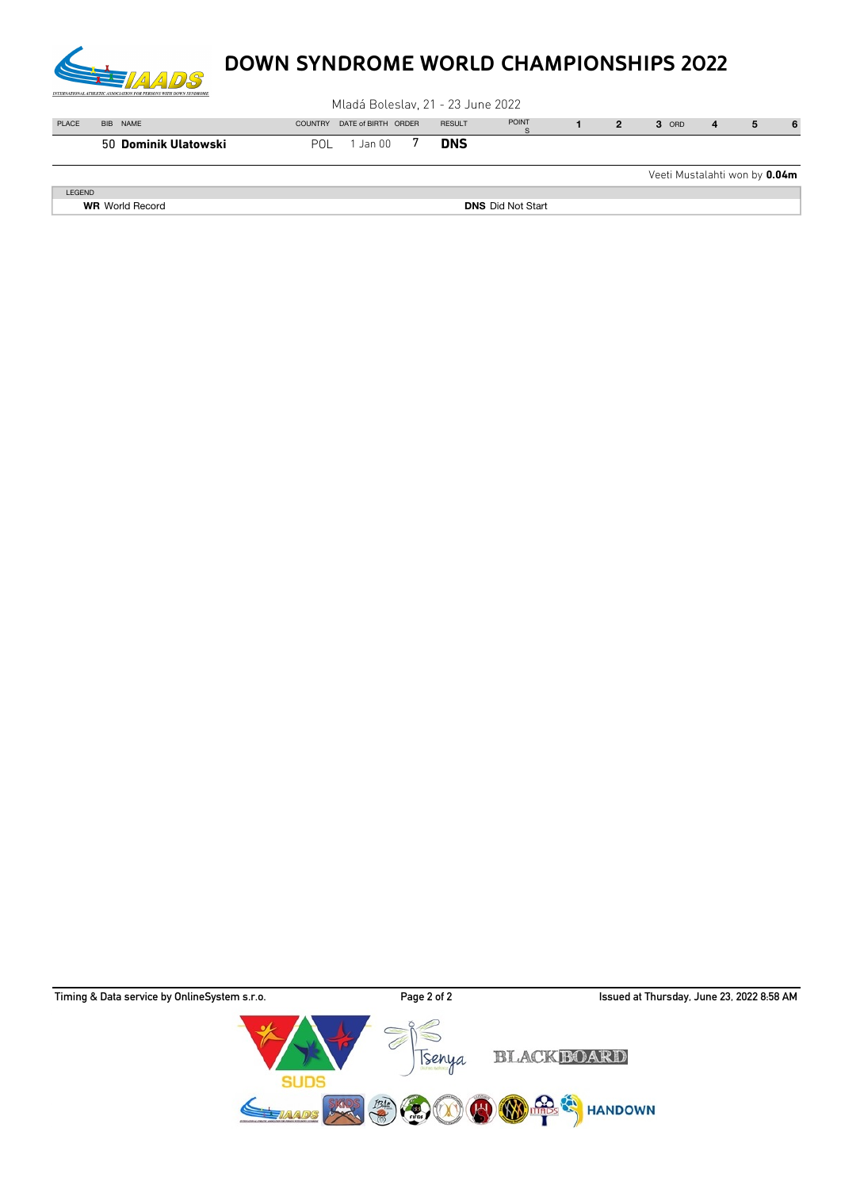# DOWN SYNDROME WORLD CHAMPIONSHIPS 2022

Mladá Boleslav, 21 - 23 June 2022

| PLACE | BIB | NAME | COUNTRY | DATE of BIRTH | ORDER | RESULT | POINTS | 1 | 2 | 3 | ORD | 4 | 5 | 6 |
|---|---|---|---|---|---|---|---|---|---|---|---|---|---|---|
| | 50 | **Dominik Ulatowski** | POL | 1 Jan 00 | 7 | **DNS** | | | | | | | | |

Veeti Mustalahti won by **0.04m**

| LEGEND | |
|---|---|
| **WR** World Record | **DNS** Did Not Start |

Timing & Data service by OnlineSystem s.r.o.

Issued at Thursday, June 23, 2022 8:58 AM